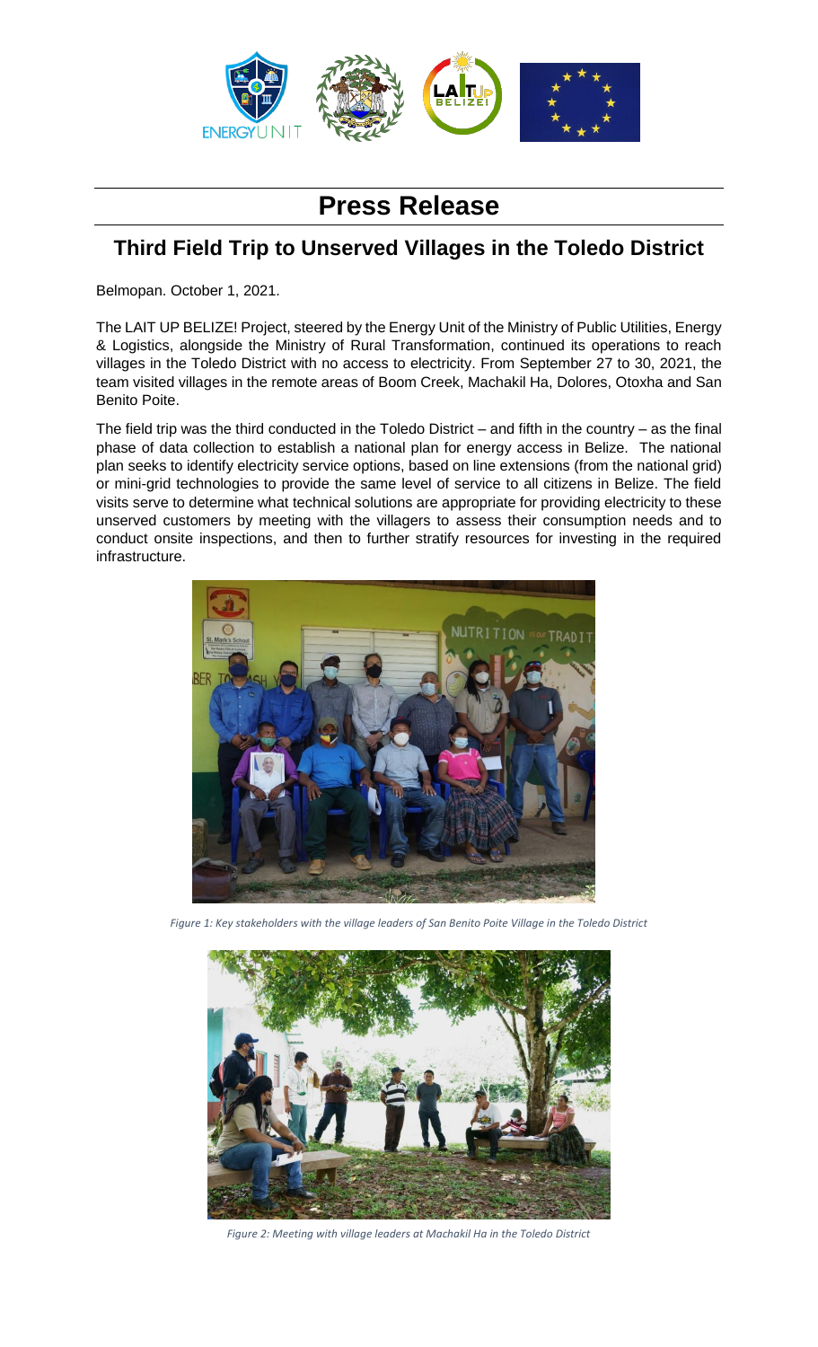# Press Release

## Third Field Trip to Unserved Villages in the Toledo District

Belmopan. October 1, 2021.

The LAIT UP BELIZE! Project, steered by the Energy Unit of the Ministry of Public Utilities, Energy & Logistics, alongside the Ministry of Rural Transformation, continued its operations to reach villages in the Toledo District with no access to electricity. From September 27 to 30, 2021, the team visited villages in the remote areas of Boom Creek, Machakil Ha, Dolores, Otoxha and San Benito Poite.

The field trip was the third conducted in the Toledo District – and fifth in the country – as the final phase of data collection to establish a national plan for energy access in Belize. The national plan seeks to identify electricity service options, based on line extensions (from the national grid) or mini-grid technologies to provide the same level of service to all citizens in Belize. The field visits serve to determine what technical solutions are appropriate for providing electricity to these unserved customers by meeting with the villagers to assess their consumption needs and to conduct onsite inspections, and then to further stratify resources for investing in the required infrastructure.

*Figure 1: Key stakeholders with the village leaders of San Benito Poite Village in the Toledo District*

*Figure 2: Meeting with village leaders at Machakil Ha in the Toledo District*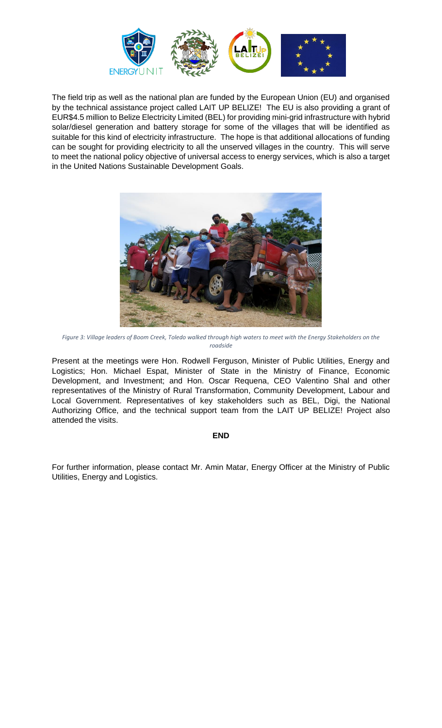The field trip as well as the national plan are funded by the European Union (EU) and organised by the technical assistance project called LAIT UP BELIZE! The EU is also providing a grant of EUR$4.5 million to Belize Electricity Limited (BEL) for providing mini-grid infrastructure with hybrid solar/diesel generation and battery storage for some of the villages that will be identified as suitable for this kind of electricity infrastructure. The hope is that additional allocations of funding can be sought for providing electricity to all the unserved villages in the country. This will serve to meet the national policy objective of universal access to energy services, which is also a target in the United Nations Sustainable Development Goals.

*Figure 3: Village leaders of Boom Creek, Toledo walked through high waters to meet with the Energy Stakeholders on the roadside*

Present at the meetings were Hon. Rodwell Ferguson, Minister of Public Utilities, Energy and Logistics; Hon. Michael Espat, Minister of State in the Ministry of Finance, Economic Development, and Investment; and Hon. Oscar Requena, CEO Valentino Shal and other representatives of the Ministry of Rural Transformation, Community Development, Labour and Local Government. Representatives of key stakeholders such as BEL, Digi, the National Authorizing Office, and the technical support team from the LAIT UP BELIZE! Project also attended the visits.

**END**

For further information, please contact Mr. Amin Matar, Energy Officer at the Ministry of Public Utilities, Energy and Logistics.